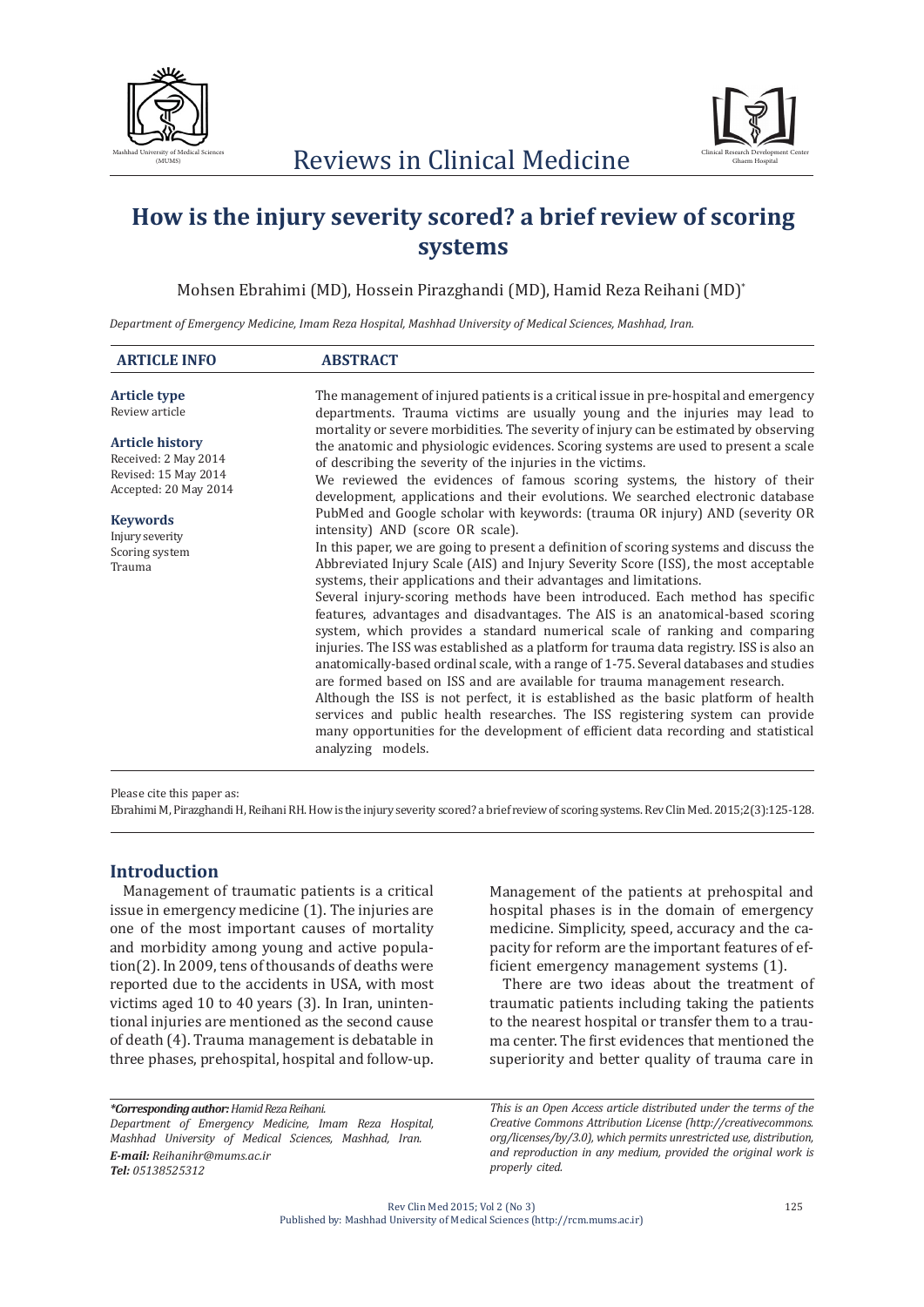# How is the injury severity scored? a brief review of scoring systems

Mohsen Ebrahimi (MD), Hossein Pirazghandi (MD), Hamid Reza Reihani (MD)*

*Department of Emergency Medicine, Imam Reza Hospital, Mashhad University of Medical Sciences, Mashhad, Iran.*

## ARTICLE INFO

**Article type**
Review article

**Article history**
Received: 2 May 2014
Revised: 15 May 2014
Accepted: 20 May 2014

**Keywords**
Injury severity
Scoring system
Trauma

## ABSTRACT

The management of injured patients is a critical issue in pre-hospital and emergency departments. Trauma victims are usually young and the injuries may lead to mortality or severe morbidities. The severity of injury can be estimated by observing the anatomic and physiologic evidences. Scoring systems are used to present a scale of describing the severity of the injuries in the victims.

We reviewed the evidences of famous scoring systems, the history of their development, applications and their evolutions. We searched electronic database PubMed and Google scholar with keywords: (trauma OR injury) AND (severity OR intensity) AND (score OR scale).

In this paper, we are going to present a definition of scoring systems and discuss the Abbreviated Injury Scale (AIS) and Injury Severity Score (ISS), the most acceptable systems, their applications and their advantages and limitations.

Several injury-scoring methods have been introduced. Each method has specific features, advantages and disadvantages. The AIS is an anatomical-based scoring system, which provides a standard numerical scale of ranking and comparing injuries. The ISS was established as a platform for trauma data registry. ISS is also an anatomically-based ordinal scale, with a range of 1-75. Several databases and studies are formed based on ISS and are available for trauma management research.

Although the ISS is not perfect, it is established as the basic platform of health services and public health researches. The ISS registering system can provide many opportunities for the development of efficient data recording and statistical analyzing models.

Please cite this paper as:
Ebrahimi M, Pirazghandi H, Reihani RH. How is the injury severity scored? a brief review of scoring systems. Rev Clin Med. 2015;2(3):125-128.

## Introduction

Management of traumatic patients is a critical issue in emergency medicine (1). The injuries are one of the most important causes of mortality and morbidity among young and active population(2). In 2009, tens of thousands of deaths were reported due to the accidents in USA, with most victims aged 10 to 40 years (3). In Iran, unintentional injuries are mentioned as the second cause of death (4). Trauma management is debatable in three phases, prehospital, hospital and follow-up. Management of the patients at prehospital and hospital phases is in the domain of emergency medicine. Simplicity, speed, accuracy and the capacity for reform are the important features of efficient emergency management systems (1).

There are two ideas about the treatment of traumatic patients including taking the patients to the nearest hospital or transfer them to a trauma center. The first evidences that mentioned the superiority and better quality of trauma care in

*\*Corresponding author: Hamid Reza Reihani.*
*Department of Emergency Medicine, Imam Reza Hospital, Mashhad University of Medical Sciences, Mashhad, Iran.*
*E-mail: Reihanihr@mums.ac.ir*
*Tel: 05138525312*

*This is an Open Access article distributed under the terms of the Creative Commons Attribution License (http://creativecommons.org/licenses/by/3.0), which permits unrestricted use, distribution, and reproduction in any medium, provided the original work is properly cited.*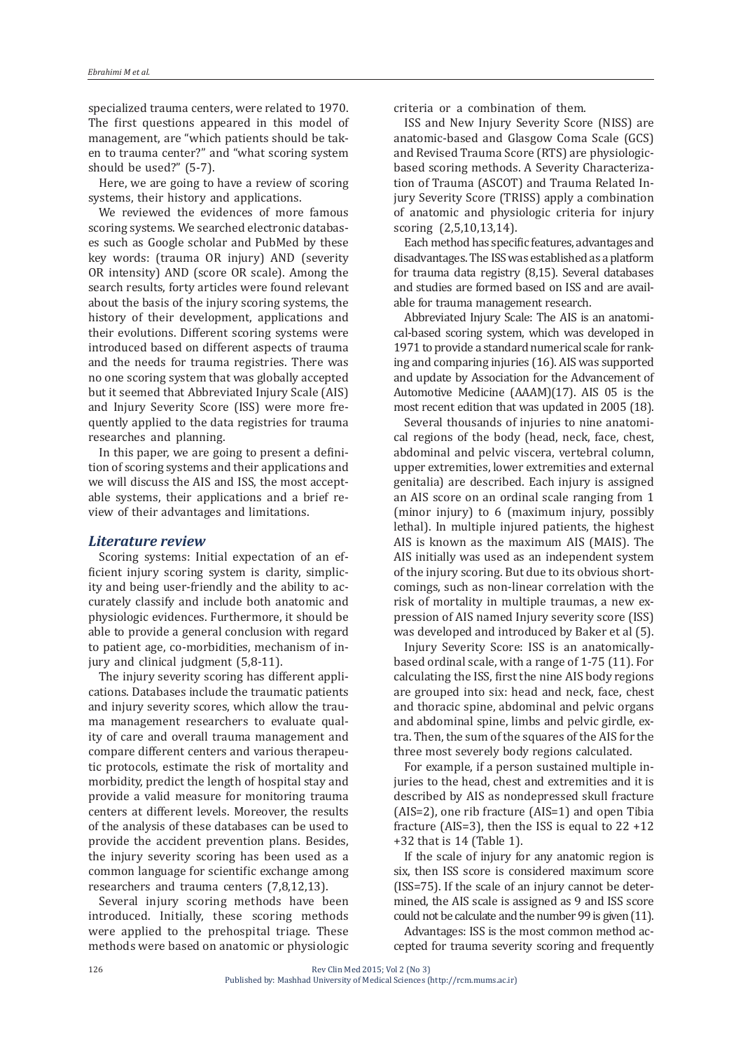specialized trauma centers, were related to 1970. The first questions appeared in this model of management, are "which patients should be taken to trauma center?" and "what scoring system should be used?" (5-7).

Here, we are going to have a review of scoring systems, their history and applications.

We reviewed the evidences of more famous scoring systems. We searched electronic databases such as Google scholar and PubMed by these key words: (trauma OR injury) AND (severity OR intensity) AND (score OR scale). Among the search results, forty articles were found relevant about the basis of the injury scoring systems, the history of their development, applications and their evolutions. Different scoring systems were introduced based on different aspects of trauma and the needs for trauma registries. There was no one scoring system that was globally accepted but it seemed that Abbreviated Injury Scale (AIS) and Injury Severity Score (ISS) were more frequently applied to the data registries for trauma researches and planning.

In this paper, we are going to present a definition of scoring systems and their applications and we will discuss the AIS and ISS, the most acceptable systems, their applications and a brief review of their advantages and limitations.

## *Literature review*

Scoring systems: Initial expectation of an efficient injury scoring system is clarity, simplicity and being user-friendly and the ability to accurately classify and include both anatomic and physiologic evidences. Furthermore, it should be able to provide a general conclusion with regard to patient age, co-morbidities, mechanism of injury and clinical judgment (5,8-11).

The injury severity scoring has different applications. Databases include the traumatic patients and injury severity scores, which allow the trauma management researchers to evaluate quality of care and overall trauma management and compare different centers and various therapeutic protocols, estimate the risk of mortality and morbidity, predict the length of hospital stay and provide a valid measure for monitoring trauma centers at different levels. Moreover, the results of the analysis of these databases can be used to provide the accident prevention plans. Besides, the injury severity scoring has been used as a common language for scientific exchange among researchers and trauma centers (7,8,12,13).

Several injury scoring methods have been introduced. Initially, these scoring methods were applied to the prehospital triage. These methods were based on anatomic or physiologic criteria or a combination of them.

ISS and New Injury Severity Score (NISS) are anatomic-based and Glasgow Coma Scale (GCS) and Revised Trauma Score (RTS) are physiologic-based scoring methods. A Severity Characterization of Trauma (ASCOT) and Trauma Related Injury Severity Score (TRISS) apply a combination of anatomic and physiologic criteria for injury scoring (2,5,10,13,14).

Each method has specific features, advantages and disadvantages. The ISS was established as a platform for trauma data registry (8,15). Several databases and studies are formed based on ISS and are available for trauma management research.

Abbreviated Injury Scale: The AIS is an anatomical-based scoring system, which was developed in 1971 to provide a standard numerical scale for ranking and comparing injuries (16). AIS was supported and update by Association for the Advancement of Automotive Medicine (AAAM)(17). AIS 05 is the most recent edition that was updated in 2005 (18).

Several thousands of injuries to nine anatomical regions of the body (head, neck, face, chest, abdominal and pelvic viscera, vertebral column, upper extremities, lower extremities and external genitalia) are described. Each injury is assigned an AIS score on an ordinal scale ranging from 1 (minor injury) to 6 (maximum injury, possibly lethal). In multiple injured patients, the highest AIS is known as the maximum AIS (MAIS). The AIS initially was used as an independent system of the injury scoring. But due to its obvious shortcomings, such as non-linear correlation with the risk of mortality in multiple traumas, a new expression of AIS named Injury severity score (ISS) was developed and introduced by Baker et al (5).

Injury Severity Score: ISS is an anatomically-based ordinal scale, with a range of 1-75 (11). For calculating the ISS, first the nine AIS body regions are grouped into six: head and neck, face, chest and thoracic spine, abdominal and pelvic organs and abdominal spine, limbs and pelvic girdle, extra. Then, the sum of the squares of the AIS for the three most severely body regions calculated.

For example, if a person sustained multiple injuries to the head, chest and extremities and it is described by AIS as nondepressed skull fracture (AIS=2), one rib fracture (AIS=1) and open Tibia fracture (AIS=3), then the ISS is equal to $2^2 + 1^2 + 3^2$ that is 14 (Table 1).

If the scale of injury for any anatomic region is six, then ISS score is considered maximum score (ISS=75). If the scale of an injury cannot be determined, the AIS scale is assigned as 9 and ISS score could not be calculate and the number 99 is given (11).

Advantages: ISS is the most common method accepted for trauma severity scoring and frequently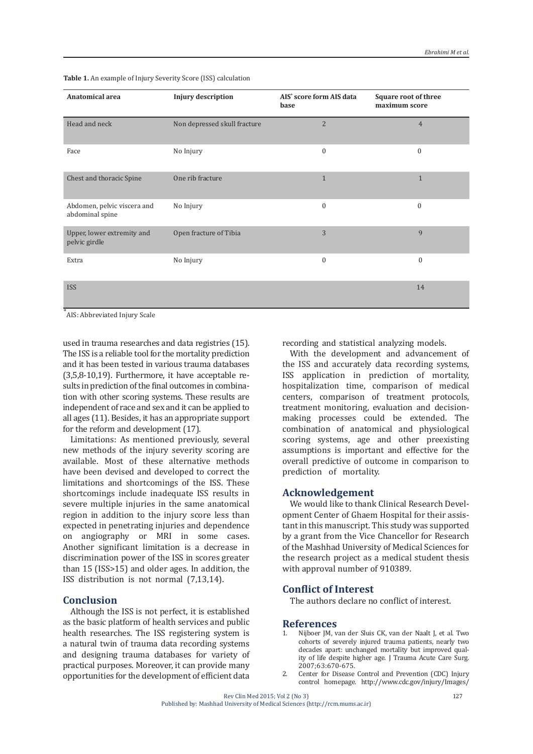**Table 1.** An example of Injury Severity Score (ISS) calculation

| Anatomical area | Injury description | AIS* score form AIS data base | Square root of three maximum score |
|---|---|---|---|
| Head and neck | Non depressed skull fracture | 2 | 4 |
| Face | No Injury | 0 | 0 |
| Chest and thoracic Spine | One rib fracture | 1 | 1 |
| Abdomen, pelvic viscera and abdominal spine | No Injury | 0 | 0 |
| Upper, lower extremity and pelvic girdle | Open fracture of Tibia | 3 | 9 |
| Extra | No Injury | 0 | 0 |
| ISS | | | 14 |

*AIS: Abbreviated Injury Scale

used in trauma researches and data registries (15). The ISS is a reliable tool for the mortality prediction and it has been tested in various trauma databases (3,5,8-10,19). Furthermore, it have acceptable results in prediction of the final outcomes in combination with other scoring systems. These results are independent of race and sex and it can be applied to all ages (11). Besides, it has an appropriate support for the reform and development (17).

Limitations: As mentioned previously, several new methods of the injury severity scoring are available. Most of these alternative methods have been devised and developed to correct the limitations and shortcomings of the ISS. These shortcomings include inadequate ISS results in severe multiple injuries in the same anatomical region in addition to the injury score less than expected in penetrating injuries and dependence on angiography or MRI in some cases. Another significant limitation is a decrease in discrimination power of the ISS in scores greater than 15 (ISS>15) and older ages. In addition, the ISS distribution is not normal (7,13,14).

## Conclusion

Although the ISS is not perfect, it is established as the basic platform of health services and public health researches. The ISS registering system is a natural twin of trauma data recording systems and designing trauma databases for variety of practical purposes. Moreover, it can provide many opportunities for the development of efficient data recording and statistical analyzing models.

With the development and advancement of the ISS and accurately data recording systems, ISS application in prediction of mortality, hospitalization time, comparison of medical centers, comparison of treatment protocols, treatment monitoring, evaluation and decision-making processes could be extended. The combination of anatomical and physiological scoring systems, age and other preexisting assumptions is important and effective for the overall predictive of outcome in comparison to prediction of mortality.

## Acknowledgement

We would like to thank Clinical Research Development Center of Ghaem Hospital for their assistant in this manuscript. This study was supported by a grant from the Vice Chancellor for Research of the Mashhad University of Medical Sciences for the research project as a medical student thesis with approval number of 910389.

## Conflict of Interest

The authors declare no conflict of interest.

## References

1. Nijboer JM, van der Sluis CK, van der Naalt J, et al. Two cohorts of severely injured trauma patients, nearly two decades apart: unchanged mortality but improved quality of life despite higher age. J Trauma Acute Care Surg. 2007;63:670-675.
2. Center for Disease Control and Prevention (CDC) Injury control homepage. http://www.cdc.gov/injury/Images/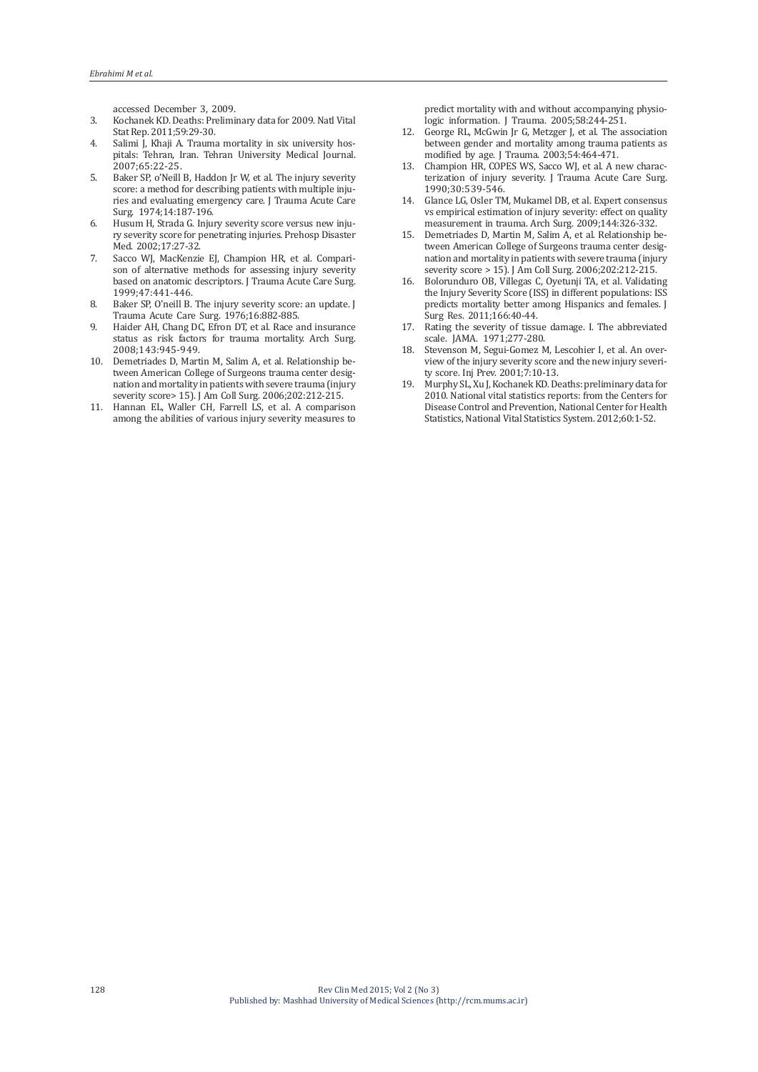accessed December 3, 2009.

3. Kochanek KD. Deaths: Preliminary data for 2009. Natl Vital Stat Rep. 2011;59:29-30.
4. Salimi J, Khaji A. Trauma mortality in six university hospitals: Tehran, Iran. Tehran University Medical Journal. 2007;65:22-25.
5. Baker SP, o'Neill B, Haddon Jr W, et al. The injury severity score: a method for describing patients with multiple injuries and evaluating emergency care. J Trauma Acute Care Surg. 1974;14:187-196.
6. Husum H, Strada G. Injury severity score versus new injury severity score for penetrating injuries. Prehosp Disaster Med. 2002;17:27-32.
7. Sacco WJ, MacKenzie EJ, Champion HR, et al. Comparison of alternative methods for assessing injury severity based on anatomic descriptors. J Trauma Acute Care Surg. 1999;47:441-446.
8. Baker SP, O'neill B. The injury severity score: an update. J Trauma Acute Care Surg. 1976;16:882-885.
9. Haider AH, Chang DC, Efron DT, et al. Race and insurance status as risk factors for trauma mortality. Arch Surg. 2008;143:945-949.
10. Demetriades D, Martin M, Salim A, et al. Relationship between American College of Surgeons trauma center designation and mortality in patients with severe trauma (injury severity score> 15). J Am Coll Surg. 2006;202:212-215.
11. Hannan EL, Waller CH, Farrell LS, et al. A comparison among the abilities of various injury severity measures to predict mortality with and without accompanying physiologic information. J Trauma. 2005;58:244-251.
12. George RL, McGwin Jr G, Metzger J, et al. The association between gender and mortality among trauma patients as modified by age. J Trauma. 2003;54:464-471.
13. Champion HR, COPES WS, Sacco WJ, et al. A new characterization of injury severity. J Trauma Acute Care Surg. 1990;30:539-546.
14. Glance LG, Osler TM, Mukamel DB, et al. Expert consensus vs empirical estimation of injury severity: effect on quality measurement in trauma. Arch Surg. 2009;144:326-332.
15. Demetriades D, Martin M, Salim A, et al. Relationship between American College of Surgeons trauma center designation and mortality in patients with severe trauma (injury severity score > 15). J Am Coll Surg. 2006;202:212-215.
16. Bolorunduro OB, Villegas C, Oyetunji TA, et al. Validating the Injury Severity Score (ISS) in different populations: ISS predicts mortality better among Hispanics and females. J Surg Res. 2011;166:40-44.
17. Rating the severity of tissue damage. I. The abbreviated scale. JAMA. 1971;277-280.
18. Stevenson M, Segui-Gomez M, Lescohier I, et al. An overview of the injury severity score and the new injury severity score. Inj Prev. 2001;7:10-13.
19. Murphy SL, Xu J, Kochanek KD. Deaths: preliminary data for 2010. National vital statistics reports: from the Centers for Disease Control and Prevention, National Center for Health Statistics, National Vital Statistics System. 2012;60:1-52.